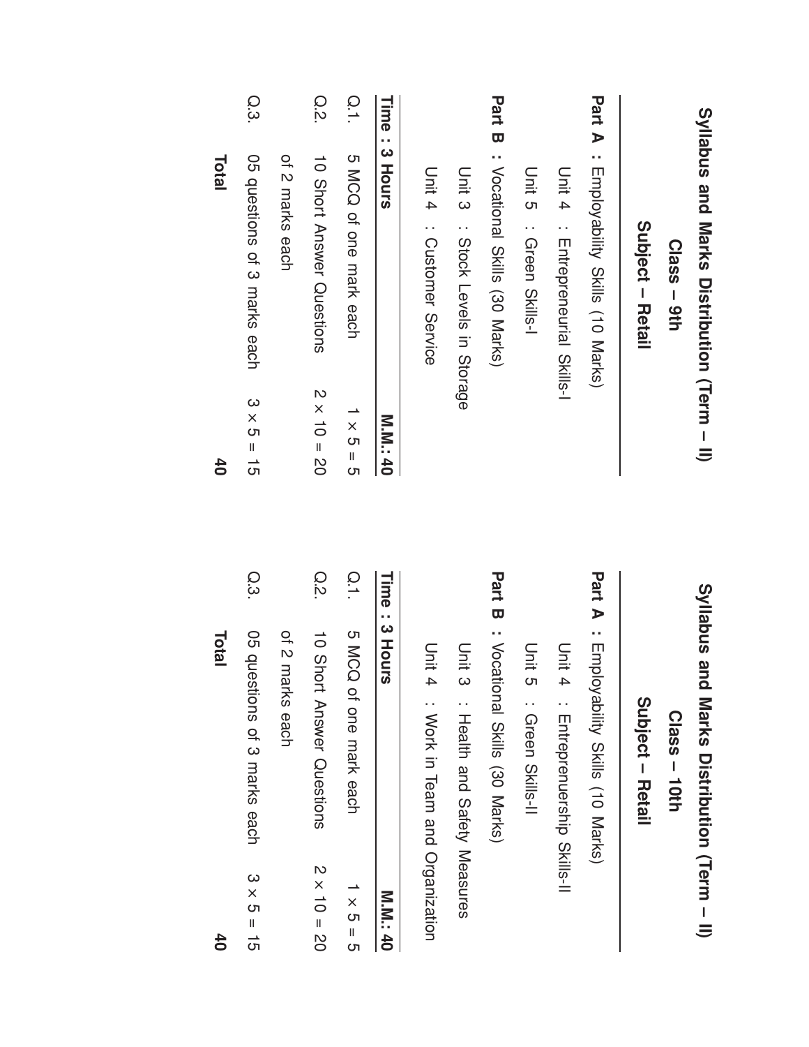## Syllabus and Marks Distribution (Term – II)

### Class – 9th

### Subject – Retail

**Part A :** Employability Skills (10 Marks)

Unit 4 : Entrepreneurial Skills-I

Unit 5 : Green Skills-I

**Part B :** Vocational Skills (30 Marks)

Unit 3 : Stock Levels in Storage

Unit 4 : Customer Service

| **Time : 3 Hours** | | **M.M.: 40** |
|---|---|---|
| Q.1. | 5 MCQ of one mark each | 1 × 5 = 5 |
| Q.2. | 10 Short Answer Questions of 2 marks each | 2 × 10 = 20 |
| Q.3. | 05 questions of 3 marks each | 3 × 5 = 15 |
| | **Total** | **40** |

## Syllabus and Marks Distribution (Term – II)

### Class – 10th

### Subject – Retail

**Part A :** Employability Skills (10 Marks)

Unit 4 : Entreprenuership Skills-II

Unit 5 : Green Skills-II

**Part B :** Vocational Skills (30 Marks)

Unit 3 : Health and Safety Measures

Unit 4 : Work in Team and Organization

| **Time : 3 Hours** | | **M.M.: 40** |
|---|---|---|
| Q.1. | 5 MCQ of one mark each | 1 × 5 = 5 |
| Q.2. | 10 Short Answer Questions of 2 marks each | 2 × 10 = 20 |
| Q.3. | 05 questions of 3 marks each | 3 × 5 = 15 |
| | **Total** | **40** |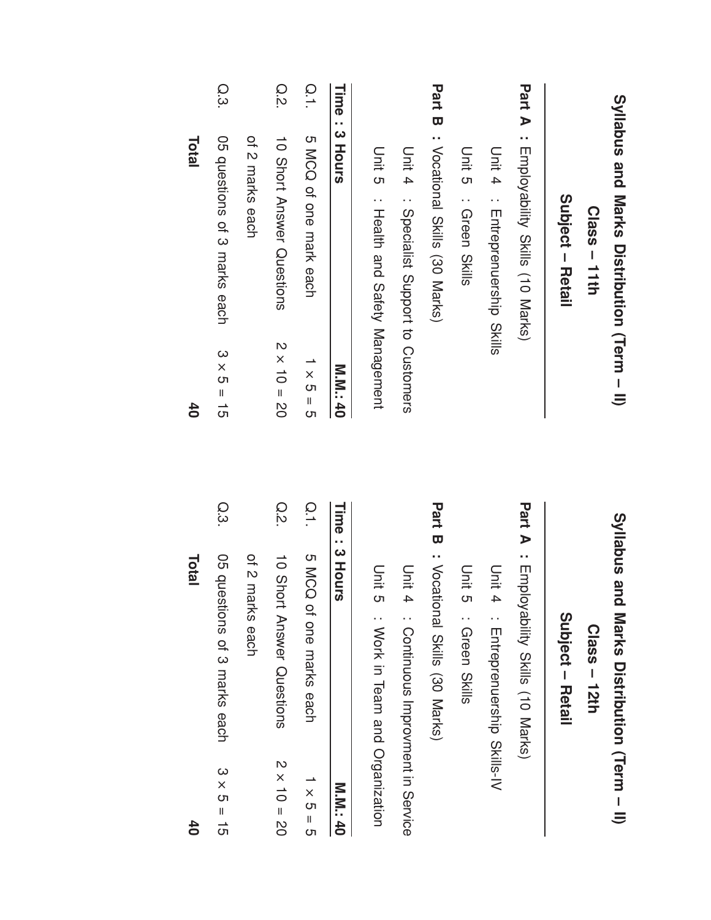## Syllabus and Marks Distribution (Term – II)

### Class – 11th

### Subject – Retail

**Part A :** Employability Skills (10 Marks)

Unit 4 : Entreprenuership Skills

Unit 5 : Green Skills

**Part B :** Vocational Skills (30 Marks)

Unit 4 : Specialist Support to Customers

Unit 5 : Health and Safety Management

| **Time : 3 Hours** | | **M.M.: 40** |
|---|---|---|
| Q.1. | 5 MCQ of one mark each | 1 × 5 = 5 |
| Q.2. | 10 Short Answer Questions of 2 marks each | 2 × 10 = 20 |
| Q.3. | 05 questions of 3 marks each | 3 × 5 = 15 |
| | **Total** | **40** |

## Syllabus and Marks Distribution (Term – II)

### Class – 12th

### Subject – Retail

**Part A :** Employability Skills (10 Marks)

Unit 4 : Entreprenuership Skills-IV

Unit 5 : Green Skills

**Part B :** Vocational Skills (30 Marks)

Unit 4 : Continuous Improvment in Service

Unit 5 : Work in Team and Organization

| **Time : 3 Hours** | | **M.M.: 40** |
|---|---|---|
| Q.1. | 5 MCQ of one marks each | 1 × 5 = 5 |
| Q.2. | 10 Short Answer Questions of 2 marks each | 2 × 10 = 20 |
| Q.3. | 05 questions of 3 marks each | 3 × 5 = 15 |
| | **Total** | **40** |